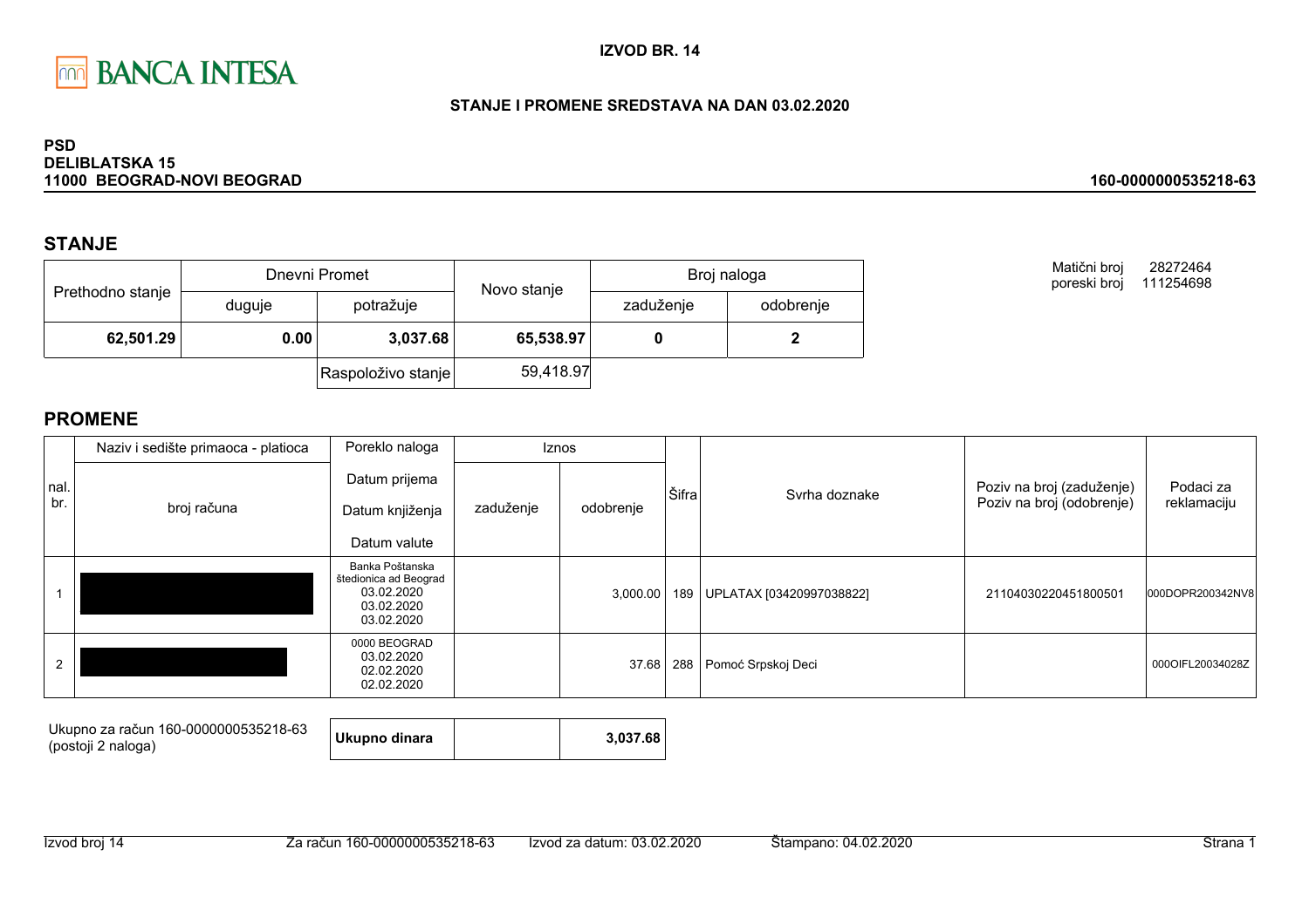BANCA INTESA

**IZVOD BR. 14**

**STANJE I PROMENE SREDSTAVA NA DAN 03.02.2020**

**PSD**
**DELIBLATSKA 15**
**11000 BEOGRAD-NOVI BEOGRAD**

**160-0000000535218-63**

## STANJE

| Prethodno stanje | Dnevni Promet | | Novo stanje | Broj naloga | |
|---|---|---|---|---|---|
| | duguje | potražuje | | zaduženje | odobrenje |
| **62,501.29** | **0.00** | **3,037.68** | **65,538.97** | **0** | **2** |
| | | Raspoloživo stanje | 59,418.97 | | |

Matični broj 28272464
poreski broj 111254698

## PROMENE

| nal. br. | Naziv i sedište primaoca - platioca / broj računa | Poreklo naloga / Datum prijema / Datum knjiženja / Datum valute | Iznos zaduženje | Iznos odobrenje | Šifra | Svrha doznake | Poziv na broj (zaduženje) / Poziv na broj (odobrenje) | Podaci za reklamaciju |
|---|---|---|---|---|---|---|---|---|
| 1 | | Banka Poštanska štedionica ad Beograd 03.02.2020 03.02.2020 03.02.2020 | | 3,000.00 | 189 | UPLATAX [03420997038822] | 21104030220451800501 | 000DOPR200342NV8 |
| 2 | | 0000 BEOGRAD 03.02.2020 02.02.2020 02.02.2020 | | 37.68 | 288 | Pomoć Srpskoj Deci | | 000OIFL20034028Z |

| Ukupno za račun 160-0000000535218-63 (postoji 2 naloga) | Ukupno dinara | | 3,037.68 |
|---|---|---|---|

Izvod broj 14 Za račun 160-0000000535218-63 Izvod za datum: 03.02.2020 Štampano: 04.02.2020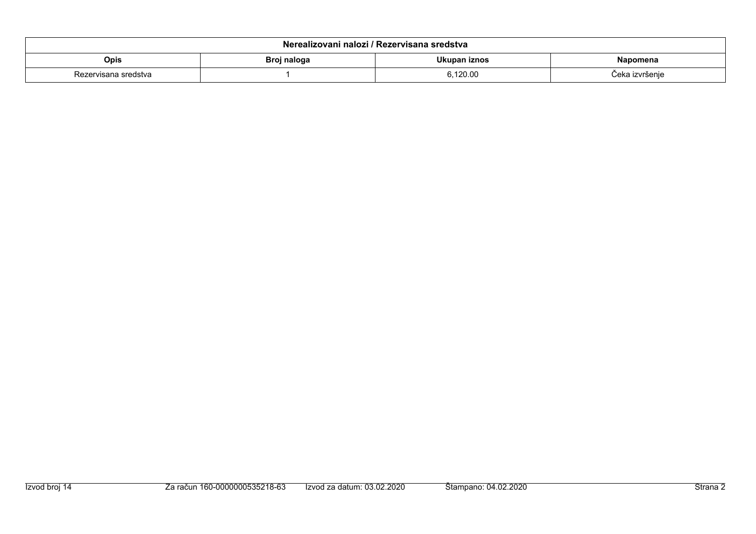| Nerealizovani nalozi / Rezervisana sredstva | | | |
|---|---|---|---|
| **Opis** | **Broj naloga** | **Ukupan iznos** | **Napomena** |
| Rezervisana sredstva | 1 | 6,120.00 | Čeka izvršenje |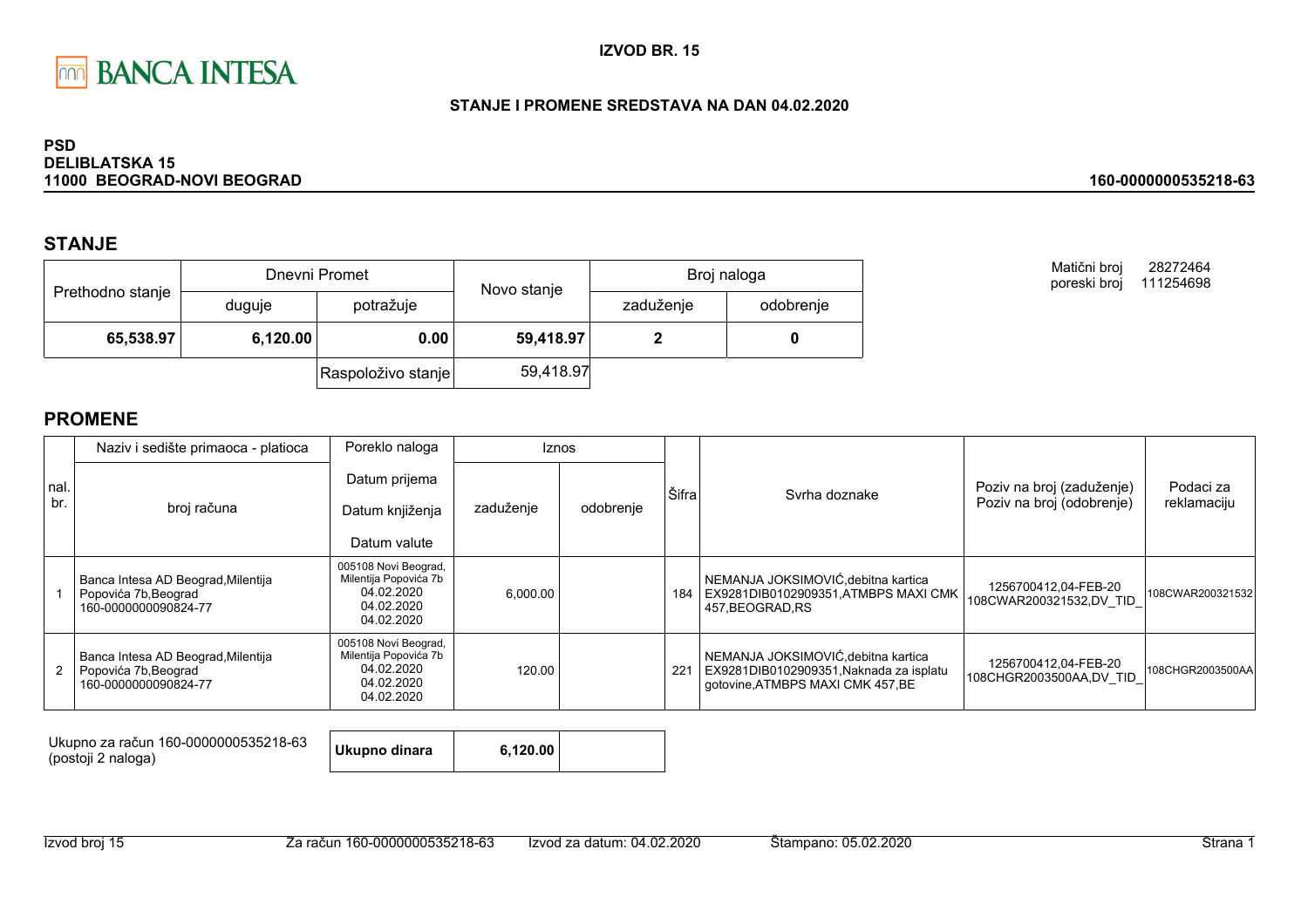BANCA INTESA

**IZVOD BR. 15**

**STANJE I PROMENE SREDSTAVA NA DAN 04.02.2020**

**PSD**
**DELIBLATSKA 15**
**11000 BEOGRAD-NOVI BEOGRAD**

**160-0000000535218-63**

## STANJE

| Prethodno stanje | Dnevni Promet | | Novo stanje | Broj naloga | |
|---|---|---|---|---|---|
| | duguje | potražuje | | zaduženje | odobrenje |
| **65,538.97** | **6,120.00** | **0.00** | **59,418.97** | **2** | **0** |
| | | Raspoloživo stanje | 59,418.97 | | |

Matični broj 28272464
poreski broj 111254698

## PROMENE

| nal. br. | Naziv i sedište primaoca - platioca / broj računa | Poreklo naloga / Datum prijema / Datum knjiženja / Datum valute | Iznos zaduženje | Iznos odobrenje | Šifra | Svrha doznake | Poziv na broj (zaduženje) / Poziv na broj (odobrenje) | Podaci za reklamaciju |
|---|---|---|---|---|---|---|---|---|
| 1 | Banca Intesa AD Beograd,Milentija Popovića 7b,Beograd 160-0000000090824-77 | 005108 Novi Beograd, Milentija Popovića 7b 04.02.2020 04.02.2020 04.02.2020 | 6,000.00 | | 184 | NEMANJA JOKSIMOVIĆ,debitna kartica EX9281DIB0102909351,ATMBPS MAXI CMK 457,BEOGRAD,RS | 1256700412,04-FEB-20 108CWAR200321532,DV_TID_ | 108CWAR200321532 |
| 2 | Banca Intesa AD Beograd,Milentija Popovića 7b,Beograd 160-0000000090824-77 | 005108 Novi Beograd, Milentija Popovića 7b 04.02.2020 04.02.2020 04.02.2020 | 120.00 | | 221 | NEMANJA JOKSIMOVIĆ,debitna kartica EX9281DIB0102909351,Naknada za isplatu gotovine,ATMBPS MAXI CMK 457,BE | 1256700412,04-FEB-20 108CHGR2003500AA,DV_TID_ | 108CHGR2003500AA |

| Ukupno za račun 160-0000000535218-63 (postoji 2 naloga) | **Ukupno dinara** | **6,120.00** | |
|---|---|---|---|

Izvod broj 15 | Za račun 160-0000000535218-63 | Izvod za datum: 04.02.2020 | Štampano: 05.02.2020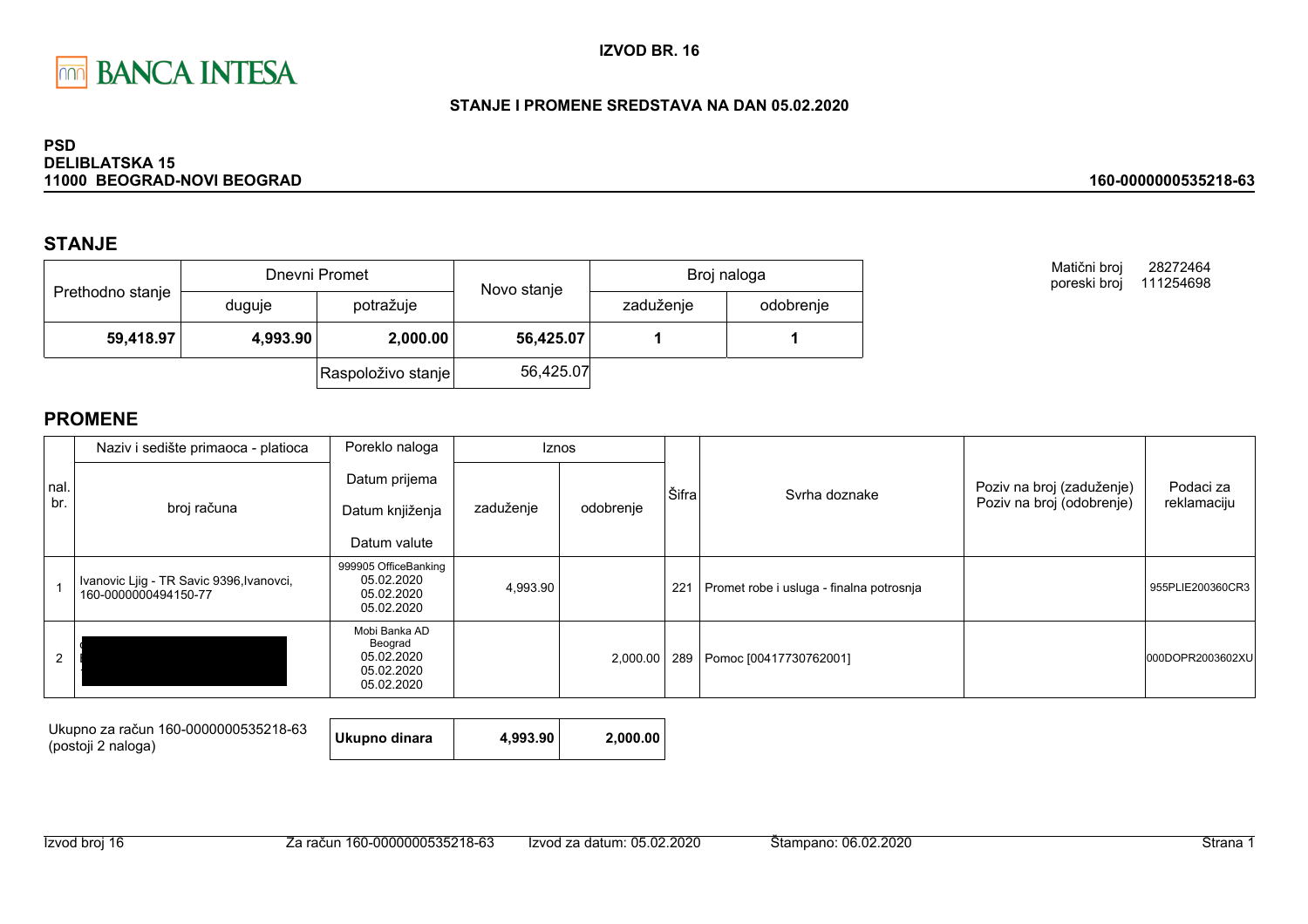BANCA INTESA

**IZVOD BR. 16**

**STANJE I PROMENE SREDSTAVA NA DAN 05.02.2020**

**PSD**
**DELIBLATSKA 15**
**11000 BEOGRAD-NOVI BEOGRAD**

**160-0000000535218-63**

## STANJE

| Prethodno stanje | Dnevni Promet | | Novo stanje | Broj naloga | |
|---|---|---|---|---|---|
| | duguje | potražuje | | zaduženje | odobrenje |
| **59,418.97** | **4,993.90** | **2,000.00** | **56,425.07** | **1** | **1** |
| | | Raspoloživo stanje | 56,425.07 | | |

Matični broj 28272464
poreski broj 111254698

## PROMENE

| nal. br. | Naziv i sedište primaoca - platioca / broj računa | Poreklo naloga / Datum prijema / Datum knjiženja / Datum valute | Iznos zaduženje | Iznos odobrenje | Šifra | Svrha doznake | Poziv na broj (zaduženje) / Poziv na broj (odobrenje) | Podaci za reklamaciju |
|---|---|---|---|---|---|---|---|---|
| 1 | Ivanovic Ljig - TR Savic 9396,Ivanovci, 160-0000000494150-77 | 999905 OfficeBanking 05.02.2020 05.02.2020 05.02.2020 | 4,993.90 | | 221 | Promet robe i usluga - finalna potrosnja | | 955PLIE200360CR3 |
| 2 | [redacted] | Mobi Banka AD Beograd 05.02.2020 05.02.2020 05.02.2020 | | 2,000.00 | 289 | Pomoc [00417730762001] | | 000DOPR2003602XU |

Ukupno za račun 160-0000000535218-63 (postoji 2 naloga)

| **Ukupno dinara** | **4,993.90** | **2,000.00** |
|---|---|---|

Izvod broj 16 Za račun 160-0000000535218-63 Izvod za datum: 05.02.2020 Štampano: 06.02.2020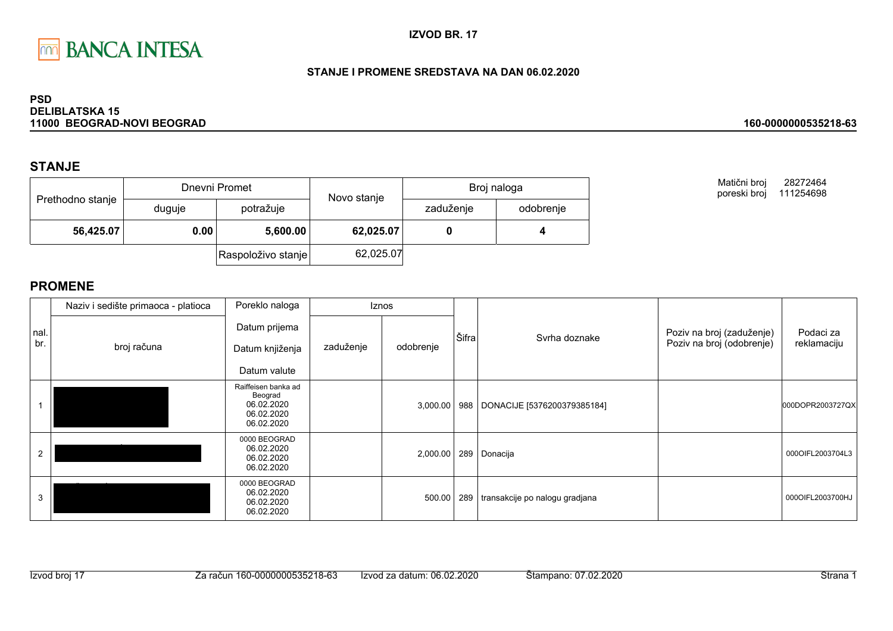**IZVOD BR. 17**

**STANJE I PROMENE SREDSTAVA NA DAN 06.02.2020**

**PSD**
**DELIBLATSKA 15**
**11000 BEOGRAD-NOVI BEOGRAD**

**160-0000000535218-63**

## STANJE

| Prethodno stanje | Dnevni Promet | | Novo stanje | Broj naloga | |
|---|---|---|---|---|---|
| | duguje | potražuje | | zaduženje | odobrenje |
| **56,425.07** | **0.00** | **5,600.00** | **62,025.07** | **0** | **4** |
| | | Raspoloživo stanje | 62,025.07 | | |

Matični broj 28272464
poreski broj 111254698

## PROMENE

| nal. br. | Naziv i sedište primaoca - platioca / broj računa | Poreklo naloga / Datum prijema / Datum knjiženja / Datum valute | Iznos zaduženje | Iznos odobrenje | Šifra | Svrha doznake | Poziv na broj (zaduženje) / Poziv na broj (odobrenje) | Podaci za reklamaciju |
|---|---|---|---|---|---|---|---|---|
| 1 | | Raiffeisen banka ad Beograd 06.02.2020 06.02.2020 06.02.2020 | | 3,000.00 | 988 | DONACIJE [5376200379385184] | | 000DOPR2003727QX |
| 2 | | 0000 BEOGRAD 06.02.2020 06.02.2020 06.02.2020 | | 2,000.00 | 289 | Donacija | | 000OIFL2003704L3 |
| 3 | | 0000 BEOGRAD 06.02.2020 06.02.2020 06.02.2020 | | 500.00 | 289 | transakcije po nalogu gradjana | | 000OIFL2003700HJ |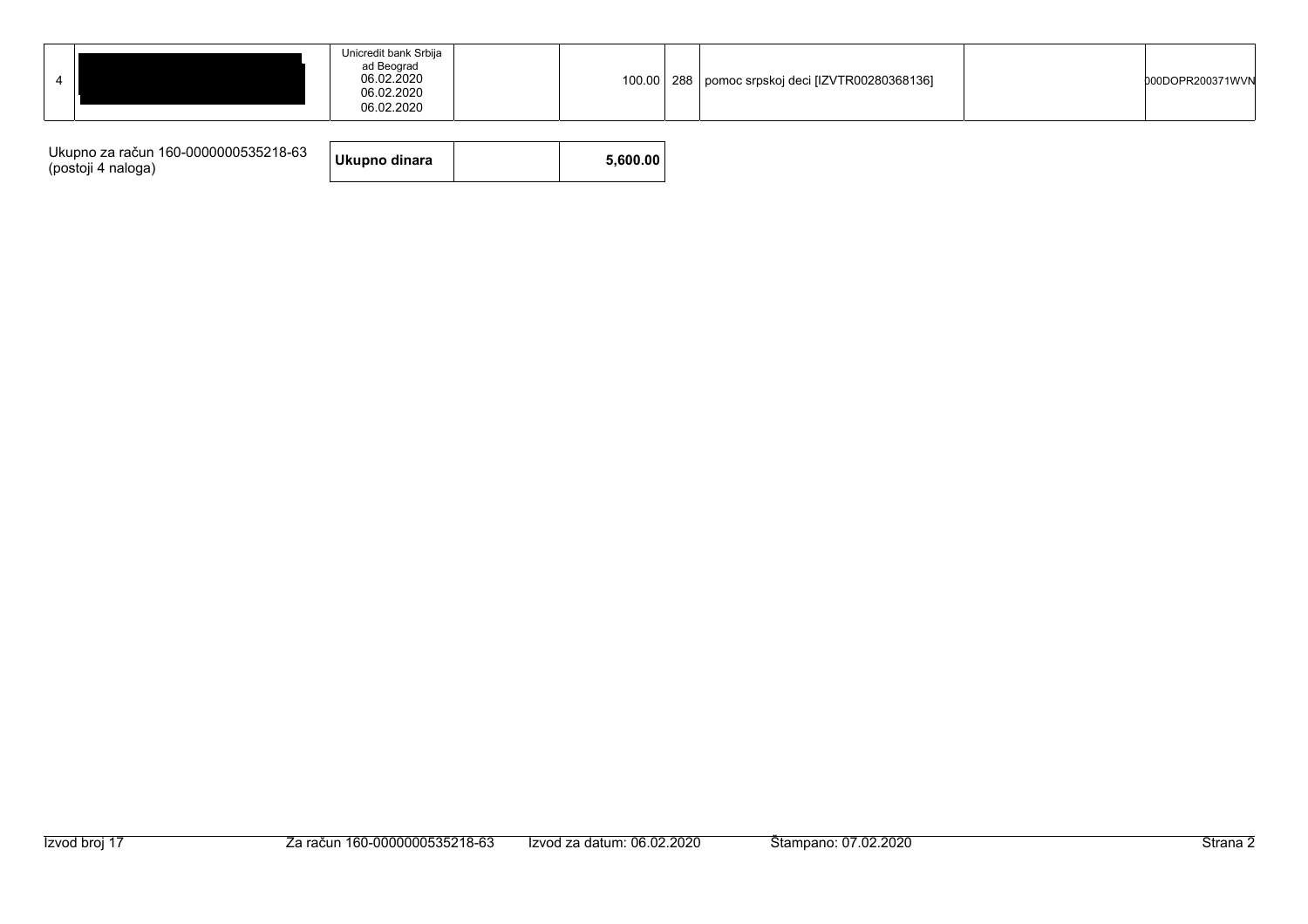| | | | | | | | | |
|---|---|---|---|---|---|---|---|---|
| 4 | | Unicredit bank Srbija ad Beograd 06.02.2020 06.02.2020 06.02.2020 | | 100.00 | 288 | pomoc srpskoj deci [IZVTR00280368136] | | 000DOPR200371WVN |

| Ukupno za račun 160-0000000535218-63 (postoji 4 naloga) | Ukupno dinara | | 5,600.00 |
|---|---|---|---|

Izvod broj 17 Za račun 160-0000000535218-63 Izvod za datum: 06.02.2020 Štampano: 07.02.2020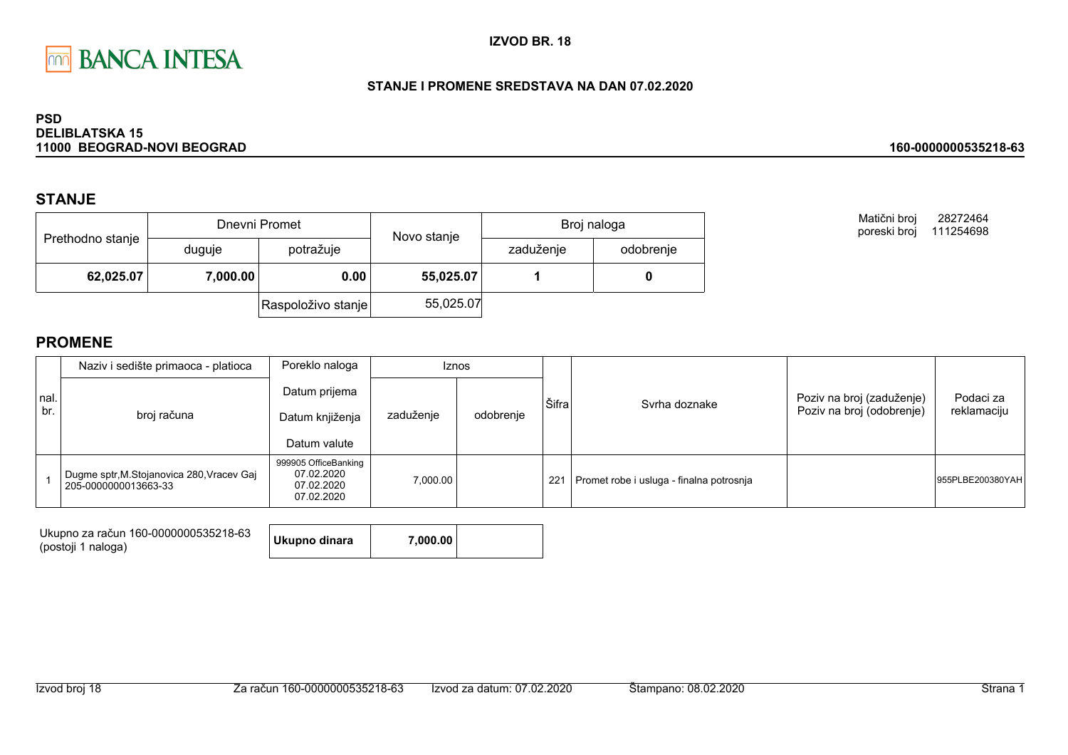BANCA INTESA

**IZVOD BR. 18**

**STANJE I PROMENE SREDSTAVA NA DAN 07.02.2020**

**PSD**
**DELIBLATSKA 15**
**11000 BEOGRAD-NOVI BEOGRAD**

**160-0000000535218-63**

Matični broj 28272464
poreski broj 111254698

## STANJE

| Prethodno stanje | Dnevni Promet | | Novo stanje | Broj naloga | |
|---|---|---|---|---|---|
| | duguje | potražuje | | zaduženje | odobrenje |
| **62,025.07** | **7,000.00** | **0.00** | **55,025.07** | **1** | **0** |
| | | Raspoloživo stanje | 55,025.07 | | |

## PROMENE

| nal. br. | Naziv i sedište primaoca - platioca / broj računa | Poreklo naloga / Datum prijema / Datum knjiženja / Datum valute | Iznos zaduženje | Iznos odobrenje | Šifra | Svrha doznake | Poziv na broj (zaduženje) / Poziv na broj (odobrenje) | Podaci za reklamaciju |
|---|---|---|---|---|---|---|---|---|
| 1 | Dugme sptr,M.Stojanovica 280,Vracev Gaj 205-0000000013663-33 | 999905 OfficeBanking 07.02.2020 07.02.2020 07.02.2020 | 7,000.00 | | 221 | Promet robe i usluga - finalna potrosnja | | 955PLBE200380YAH |

Ukupno za račun 160-0000000535218-63 (postoji 1 naloga)

| Ukupno dinara | 7,000.00 | |
|---|---|---|

Izvod broj 18 — Za račun 160-0000000535218-63 — Izvod za datum: 07.02.2020 — Štampano: 08.02.2020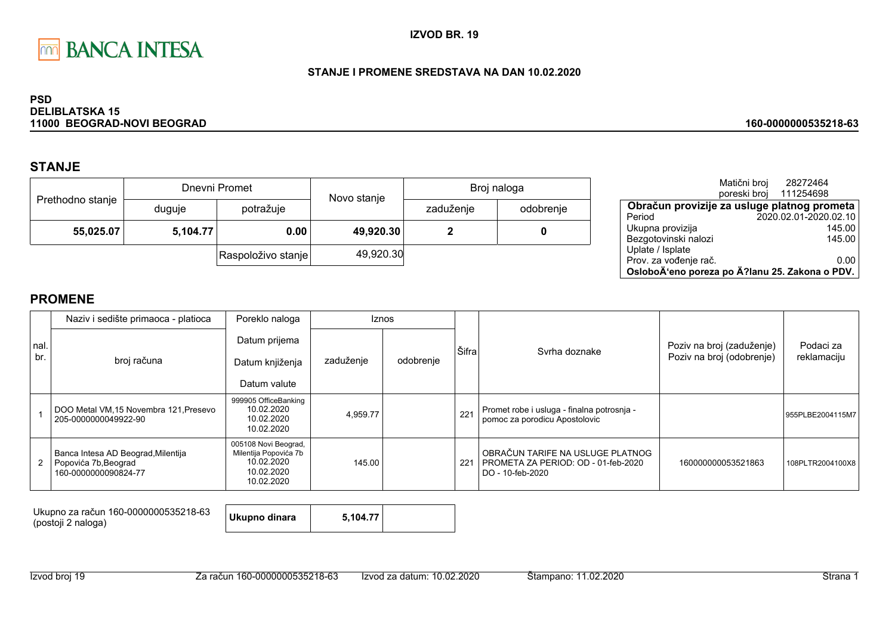BANCA INTESA

**IZVOD BR. 19**

**STANJE I PROMENE SREDSTAVA NA DAN 10.02.2020**

**PSD**
**DELIBLATSKA 15**
**11000 BEOGRAD-NOVI BEOGRAD**

**160-0000000535218-63**

## STANJE

| Prethodno stanje | Dnevni Promet | | Novo stanje | Broj naloga | |
|---|---|---|---|---|---|
| | duguje | potražuje | | zaduženje | odobrenje |
| **55,025.07** | **5,104.77** | **0.00** | **49,920.30** | **2** | **0** |
| | | Raspoloživo stanje | 49,920.30 | | |

Matični broj 28272464
poreski broj 111254698

| Obračun provizije za usluge platnog prometa | |
|---|---|
| Period | 2020.02.01-2020.02.10 |
| Ukupna provizija | 145.00 |
| Bezgotovinski nalozi | 145.00 |
| Uplate / Isplate | |
| Prov. za vođenje rač. | 0.00 |
| **OsloboÄ‘eno poreza po Ä?lanu 25. Zakona o PDV.** | |

## PROMENE

| nal. br. | Naziv i sedište primaoca - platioca / broj računa | Poreklo naloga / Datum prijema / Datum knjiženja / Datum valute | Iznos zaduženje | Iznos odobrenje | Šifra | Svrha doznake | Poziv na broj (zaduženje) / Poziv na broj (odobrenje) | Podaci za reklamaciju |
|---|---|---|---|---|---|---|---|---|
| 1 | DOO Metal VM,15 Novembra 121,Presevo 205-0000000049922-90 | 999905 OfficeBanking 10.02.2020 10.02.2020 10.02.2020 | 4,959.77 | | 221 | Promet robe i usluga - finalna potrosnja - pomoc za porodicu Apostolovic | | 955PLBE2004115M7 |
| 2 | Banca Intesa AD Beograd,Milentija Popovića 7b,Beograd 160-0000000090824-77 | 005108 Novi Beograd, Milentija Popovića 7b 10.02.2020 10.02.2020 10.02.2020 | 145.00 | | 221 | OBRAČUN TARIFE NA USLUGE PLATNOG PROMETA ZA PERIOD: OD - 01-feb-2020 DO - 10-feb-2020 | 160000000053521863 | 108PLTR2004100X8 |

| Ukupno za račun 160-0000000535218-63 (postoji 2 naloga) | **Ukupno dinara** | **5,104.77** | |
|---|---|---|---|

Izvod broj 19 | Za račun 160-0000000535218-63 | Izvod za datum: 10.02.2020 | Štampano: 11.02.2020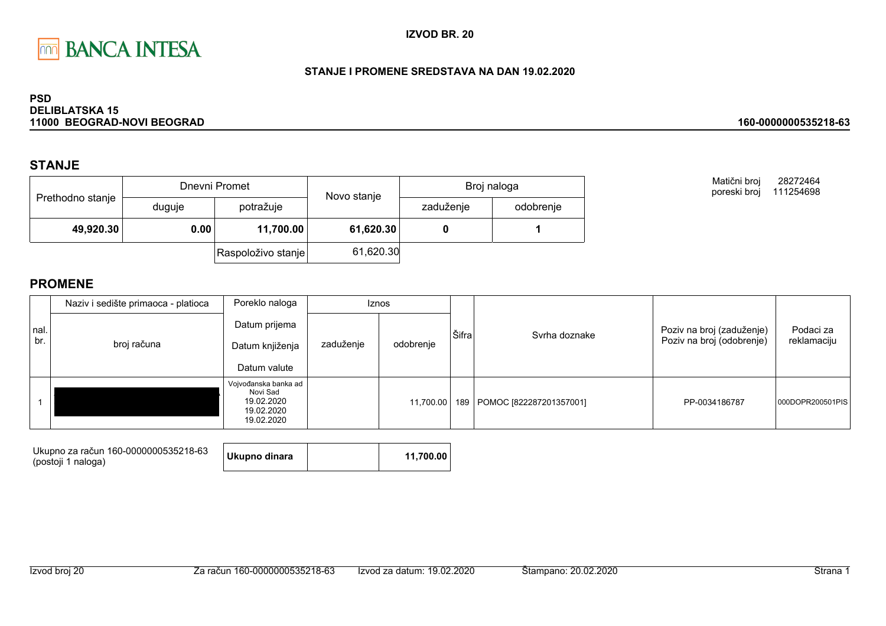BANCA INTESA

**IZVOD BR. 20**

**STANJE I PROMENE SREDSTAVA NA DAN 19.02.2020**

**PSD**
**DELIBLATSKA 15**
**11000 BEOGRAD-NOVI BEOGRAD**

**160-0000000535218-63**

## STANJE

| Prethodno stanje | Dnevni Promet | | Novo stanje | Broj naloga | |
|---|---|---|---|---|---|
| | duguje | potražuje | | zaduženje | odobrenje |
| **49,920.30** | **0.00** | **11,700.00** | **61,620.30** | **0** | **1** |
| | | Raspoloživo stanje | 61,620.30 | | |

Matični broj 28272464
poreski broj 111254698

## PROMENE

| nal. br. | Naziv i sedište primaoca - platioca / broj računa | Poreklo naloga / Datum prijema / Datum knjiženja / Datum valute | Iznos zaduženje | Iznos odobrenje | Šifra | Svrha doznake | Poziv na broj (zaduženje) / Poziv na broj (odobrenje) | Podaci za reklamaciju |
|---|---|---|---|---|---|---|---|---|
| 1 | | Vojvođanska banka ad Novi Sad 19.02.2020 19.02.2020 19.02.2020 | | 11,700.00 | 189 | POMOC [822287201357001] | PP-0034186787 | 000DOPR200501PIS |

Ukupno za račun 160-0000000535218-63
(postoji 1 naloga)

| **Ukupno dinara** | | **11,700.00** |
|---|---|---|

Izvod broj 20 | Za račun 160-0000000535218-63 | Izvod za datum: 19.02.2020 | Štampano: 20.02.2020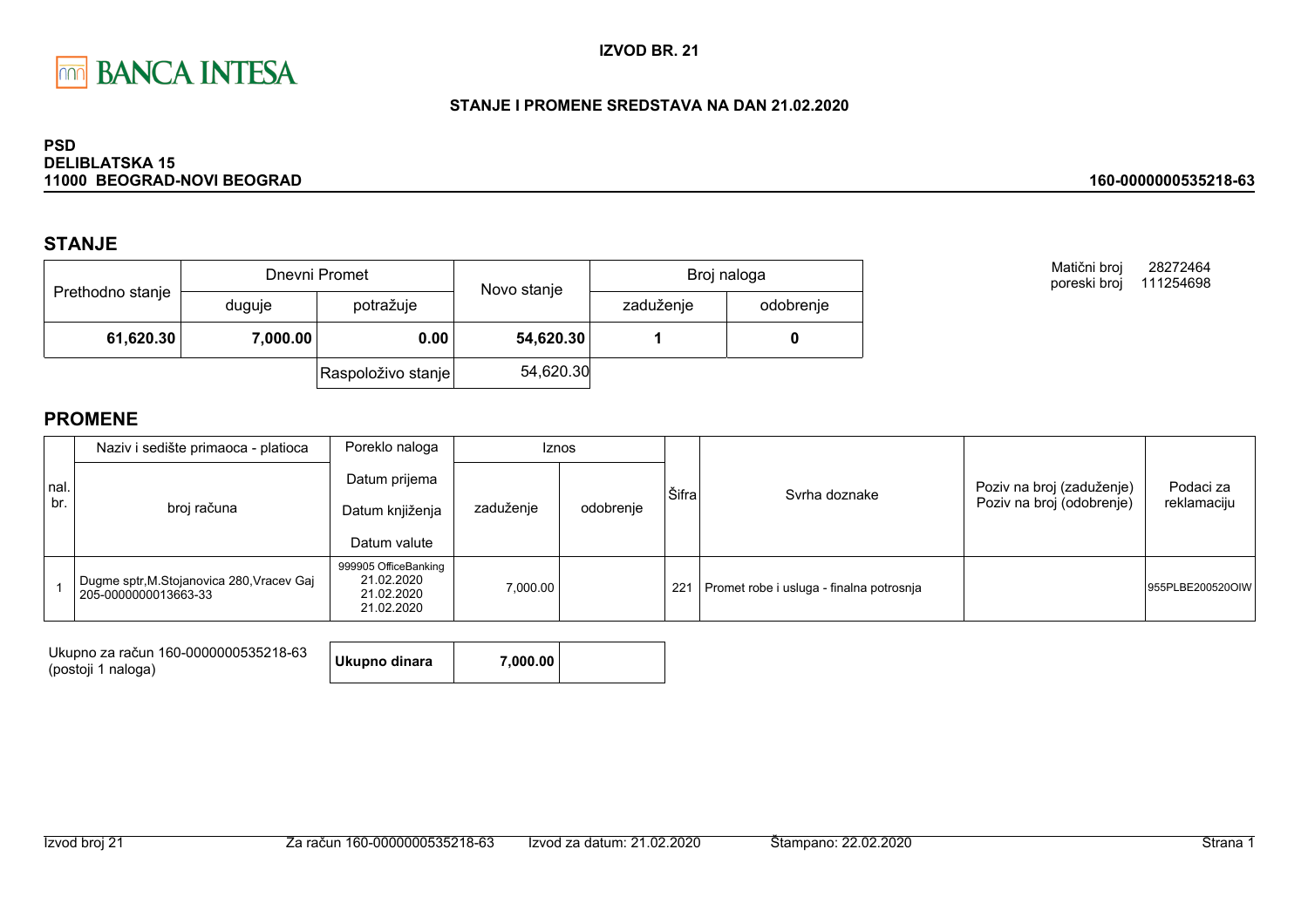BANCA INTESA

**IZVOD BR. 21**

**STANJE I PROMENE SREDSTAVA NA DAN 21.02.2020**

**PSD**
**DELIBLATSKA 15**
**11000 BEOGRAD-NOVI BEOGRAD**

**160-0000000535218-63**

## STANJE

| Prethodno stanje | Dnevni Promet | | Novo stanje | Broj naloga | |
|---|---|---|---|---|---|
| | duguje | potražuje | | zaduženje | odobrenje |
| **61,620.30** | **7,000.00** | **0.00** | **54,620.30** | **1** | **0** |
| | | Raspoloživo stanje | 54,620.30 | | |

Matični broj 28272464
poreski broj 111254698

## PROMENE

| nal. br. | Naziv i sedište primaoca - platioca / broj računa | Poreklo naloga / Datum prijema / Datum knjiženja / Datum valute | Iznos zaduženje | Iznos odobrenje | Šifra | Svrha doznake | Poziv na broj (zaduženje) / Poziv na broj (odobrenje) | Podaci za reklamaciju |
|---|---|---|---|---|---|---|---|---|
| 1 | Dugme sptr,M.Stojanovica 280,Vracev Gaj 205-0000000013663-33 | 999905 OfficeBanking 21.02.2020 21.02.2020 21.02.2020 | 7,000.00 | | 221 | Promet robe i usluga - finalna potrosnja | | 955PLBE200520OIW |

Ukupno za račun 160-0000000535218-63 (postoji 1 naloga)

| Ukupno dinara | 7,000.00 | |
|---|---|---|

Izvod broj 21 | Za račun 160-0000000535218-63 | Izvod za datum: 21.02.2020 | Štampano: 22.02.2020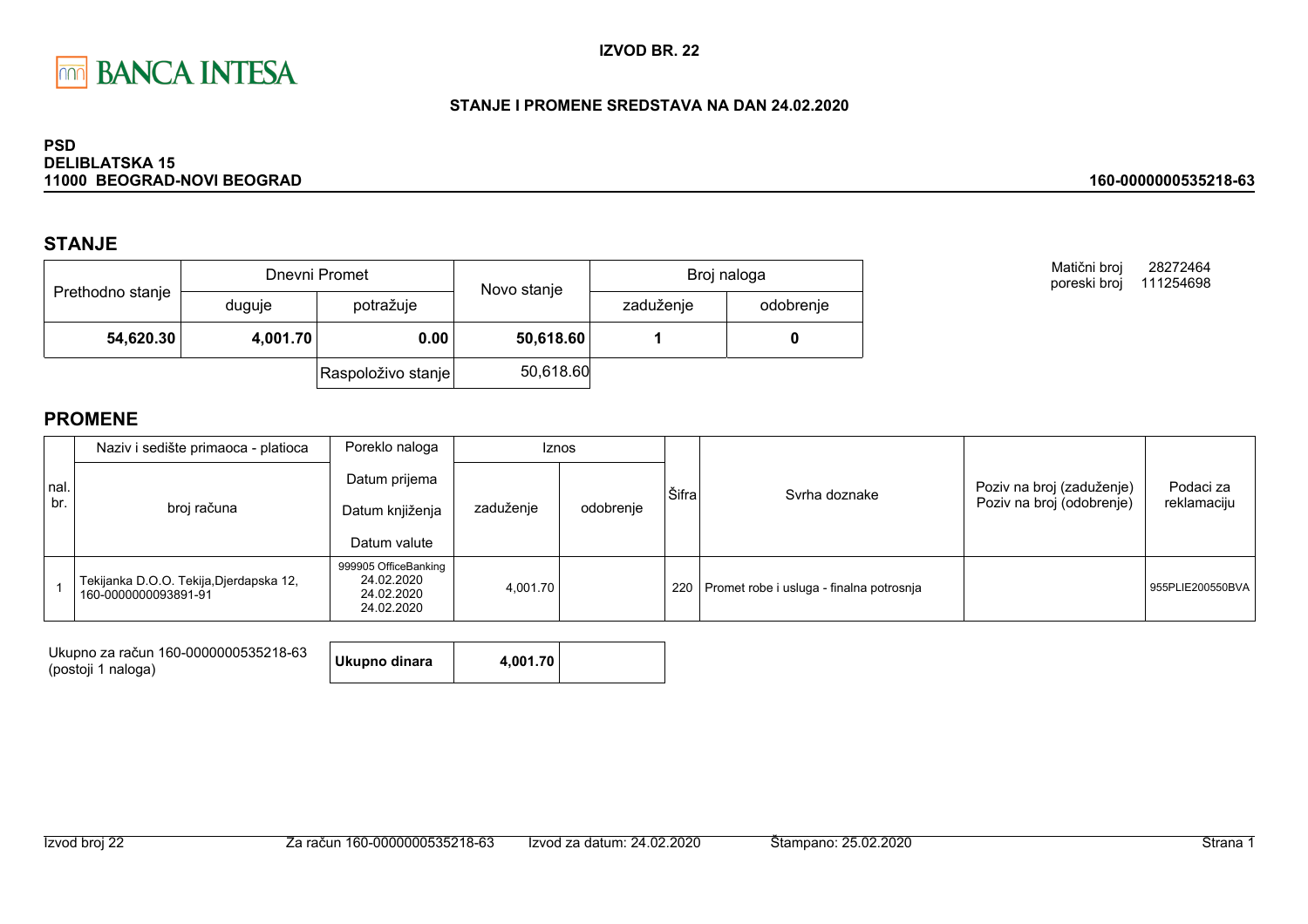BANCA INTESA

**IZVOD BR. 22**

**STANJE I PROMENE SREDSTAVA NA DAN 24.02.2020**

**PSD**
**DELIBLATSKA 15**
**11000 BEOGRAD-NOVI BEOGRAD**

**160-0000000535218-63**

## STANJE

| Prethodno stanje | Dnevni Promet | | Novo stanje | Broj naloga | |
|---|---|---|---|---|---|
| | duguje | potražuje | | zaduženje | odobrenje |
| **54,620.30** | **4,001.70** | **0.00** | **50,618.60** | **1** | **0** |
| | | Raspoloživo stanje | 50,618.60 | | |

Matični broj 28272464
poreski broj 111254698

## PROMENE

| nal. br. | Naziv i sedište primaoca - platioca / broj računa | Poreklo naloga / Datum prijema / Datum knjiženja / Datum valute | Iznos zaduženje | Iznos odobrenje | Šifra | Svrha doznake | Poziv na broj (zaduženje) / Poziv na broj (odobrenje) | Podaci za reklamaciju |
|---|---|---|---|---|---|---|---|---|
| 1 | Tekijanka D.O.O. Tekija,Djerdapska 12, 160-0000000093891-91 | 999905 OfficeBanking 24.02.2020 24.02.2020 24.02.2020 | 4,001.70 | | 220 | Promet robe i usluga - finalna potrosnja | | 955PLIE200550BVA |

Ukupno za račun 160-0000000535218-63 (postoji 1 naloga)

| **Ukupno dinara** | **4,001.70** | |
|---|---|---|

Izvod broj 22 | Za račun 160-0000000535218-63 | Izvod za datum: 24.02.2020 | Štampano: 25.02.2020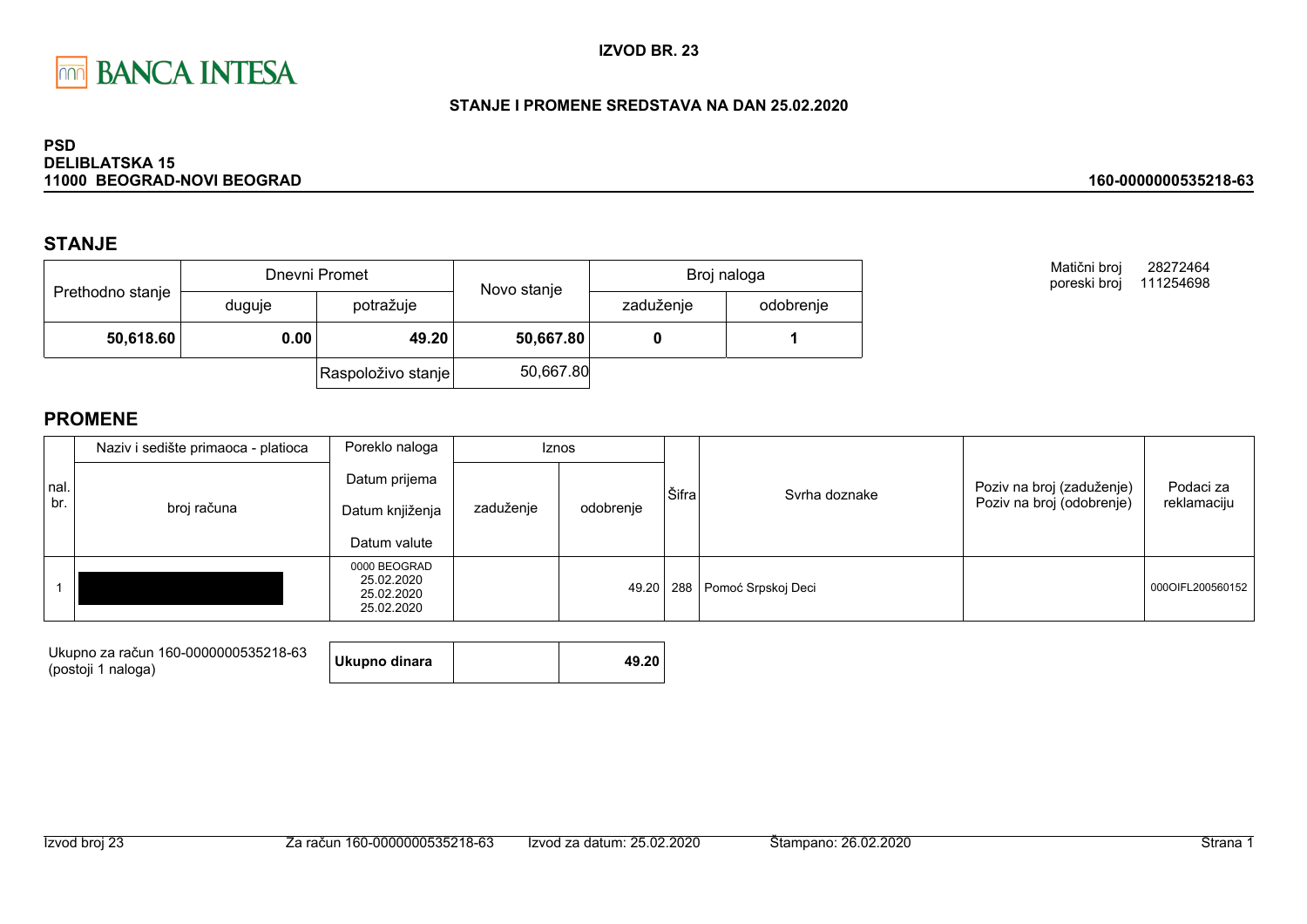**IZVOD BR. 23**

**STANJE I PROMENE SREDSTAVA NA DAN 25.02.2020**

**PSD**
**DELIBLATSKA 15**
**11000 BEOGRAD-NOVI BEOGRAD**

**160-0000000535218-63**

## STANJE

| Prethodno stanje | Dnevni Promet | | Novo stanje | Broj naloga | |
|---|---|---|---|---|---|
| | duguje | potražuje | | zaduženje | odobrenje |
| **50,618.60** | **0.00** | **49.20** | **50,667.80** | **0** | **1** |
| | | Raspoloživo stanje | 50,667.80 | | |

Matični broj 28272464
poreski broj 111254698

## PROMENE

| nal. br. | Naziv i sedište primaoca - platioca / broj računa | Poreklo naloga / Datum prijema / Datum knjiženja / Datum valute | Iznos zaduženje | Iznos odobrenje | Šifra | Svrha doznake | Poziv na broj (zaduženje) / Poziv na broj (odobrenje) | Podaci za reklamaciju |
|---|---|---|---|---|---|---|---|---|
| 1 | | 0000 BEOGRAD 25.02.2020 25.02.2020 25.02.2020 | | 49.20 | 288 | Pomoć Srpskoj Deci | | 000OIFL200560152 |

| Ukupno za račun 160-0000000535218-63 (postoji 1 naloga) | **Ukupno dinara** | | **49.20** |
|---|---|---|---|

Izvod broj 23 Za račun 160-0000000535218-63 Izvod za datum: 25.02.2020 Štampano: 26.02.2020 Strana 1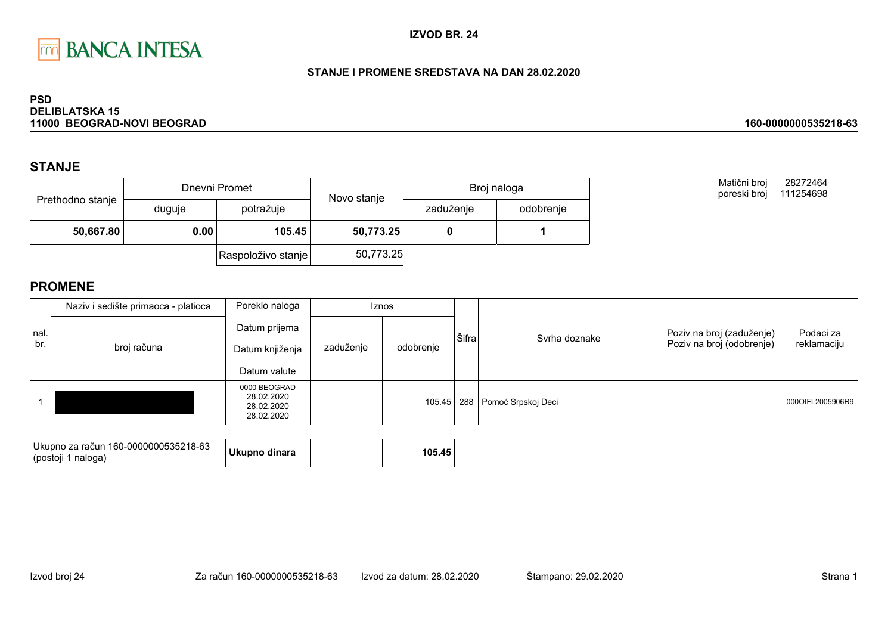BANCA INTESA

**IZVOD BR. 24**

**STANJE I PROMENE SREDSTAVA NA DAN 28.02.2020**

**PSD**
**DELIBLATSKA 15**
**11000 BEOGRAD-NOVI BEOGRAD**

**160-0000000535218-63**

## STANJE

| Prethodno stanje | Dnevni Promet | | Novo stanje | Broj naloga | |
|---|---|---|---|---|---|
| | duguje | potražuje | | zaduženje | odobrenje |
| **50,667.80** | **0.00** | **105.45** | **50,773.25** | **0** | **1** |
| | | Raspoloživo stanje | 50,773.25 | | |

Matični broj 28272464
poreski broj 111254698

## PROMENE

| nal. br. | Naziv i sedište primaoca - platioca / broj računa | Poreklo naloga / Datum prijema / Datum knjiženja / Datum valute | Iznos zaduženje | Iznos odobrenje | Šifra | Svrha doznake | Poziv na broj (zaduženje) / Poziv na broj (odobrenje) | Podaci za reklamaciju |
|---|---|---|---|---|---|---|---|---|
| 1 | | 0000 BEOGRAD 28.02.2020 28.02.2020 28.02.2020 | | 105.45 | 288 | Pomoć Srpskoj Deci | | 000OIFL2005906R9 |

Ukupno za račun 160-0000000535218-63 (postoji 1 naloga)

| **Ukupno dinara** | | **105.45** |
|---|---|---|

Izvod broj 24 | Za račun 160-0000000535218-63 | Izvod za datum: 28.02.2020 | Štampano: 29.02.2020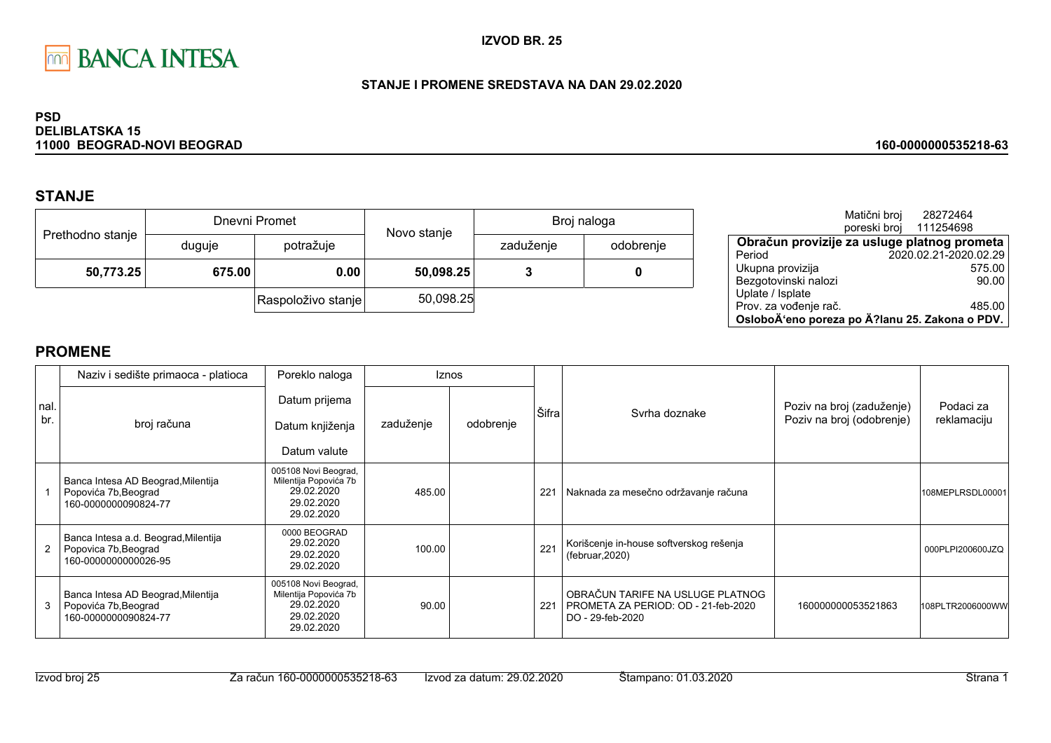BANCA INTESA

**IZVOD BR. 25**

**STANJE I PROMENE SREDSTAVA NA DAN 29.02.2020**

**PSD**
**DELIBLATSKA 15**
**11000 BEOGRAD-NOVI BEOGRAD**

**160-0000000535218-63**

## STANJE

| Prethodno stanje | Dnevni Promet | | Novo stanje | Broj naloga | |
|---|---|---|---|---|---|
| | duguje | potražuje | | zaduženje | odobrenje |
| **50,773.25** | **675.00** | **0.00** | **50,098.25** | **3** | **0** |
| | | Raspoloživo stanje | 50,098.25 | | |

Matični broj 28272464
poreski broj 111254698

| **Obračun provizije za usluge platnog prometa** | |
|---|---|
| Period | 2020.02.21-2020.02.29 |
| Ukupna provizija | 575.00 |
| Bezgotovinski nalozi | 90.00 |
| Uplate / Isplate | |
| Prov. za vođenje rač. | 485.00 |
| **OsloboÄ‘eno poreza po Ä?lanu 25. Zakona o PDV.** | |

## PROMENE

| nal. br. | Naziv i sedište primaoca - platioca / broj računa | Poreklo naloga / Datum prijema / Datum knjiženja / Datum valute | Iznos zaduženje | Iznos odobrenje | Šifra | Svrha doznake | Poziv na broj (zaduženje) / Poziv na broj (odobrenje) | Podaci za reklamaciju |
|---|---|---|---|---|---|---|---|---|
| 1 | Banca Intesa AD Beograd,Milentija Popovića 7b,Beograd 160-0000000090824-77 | 005108 Novi Beograd, Milentija Popovića 7b 29.02.2020 29.02.2020 29.02.2020 | 485.00 | | 221 | Naknada za mesečno održavanje računa | | 108MEPLRSDL00001 |
| 2 | Banca Intesa a.d. Beograd,Milentija Popovica 7b,Beograd 160-0000000000026-95 | 0000 BEOGRAD 29.02.2020 29.02.2020 29.02.2020 | 100.00 | | 221 | Korišcenje in-house softverskog rešenja (februar,2020) | | 000PLPI200600JZQ |
| 3 | Banca Intesa AD Beograd,Milentija Popovića 7b,Beograd 160-0000000090824-77 | 005108 Novi Beograd, Milentija Popovića 7b 29.02.2020 29.02.2020 29.02.2020 | 90.00 | | 221 | OBRAČUN TARIFE NA USLUGE PLATNOG PROMETA ZA PERIOD: OD - 21-feb-2020 DO - 29-feb-2020 | 160000000053521863 | 108PLTR2006000WW |

Izvod broj 25 | Za račun 160-0000000535218-63 | Izvod za datum: 29.02.2020 | Štampano: 01.03.2020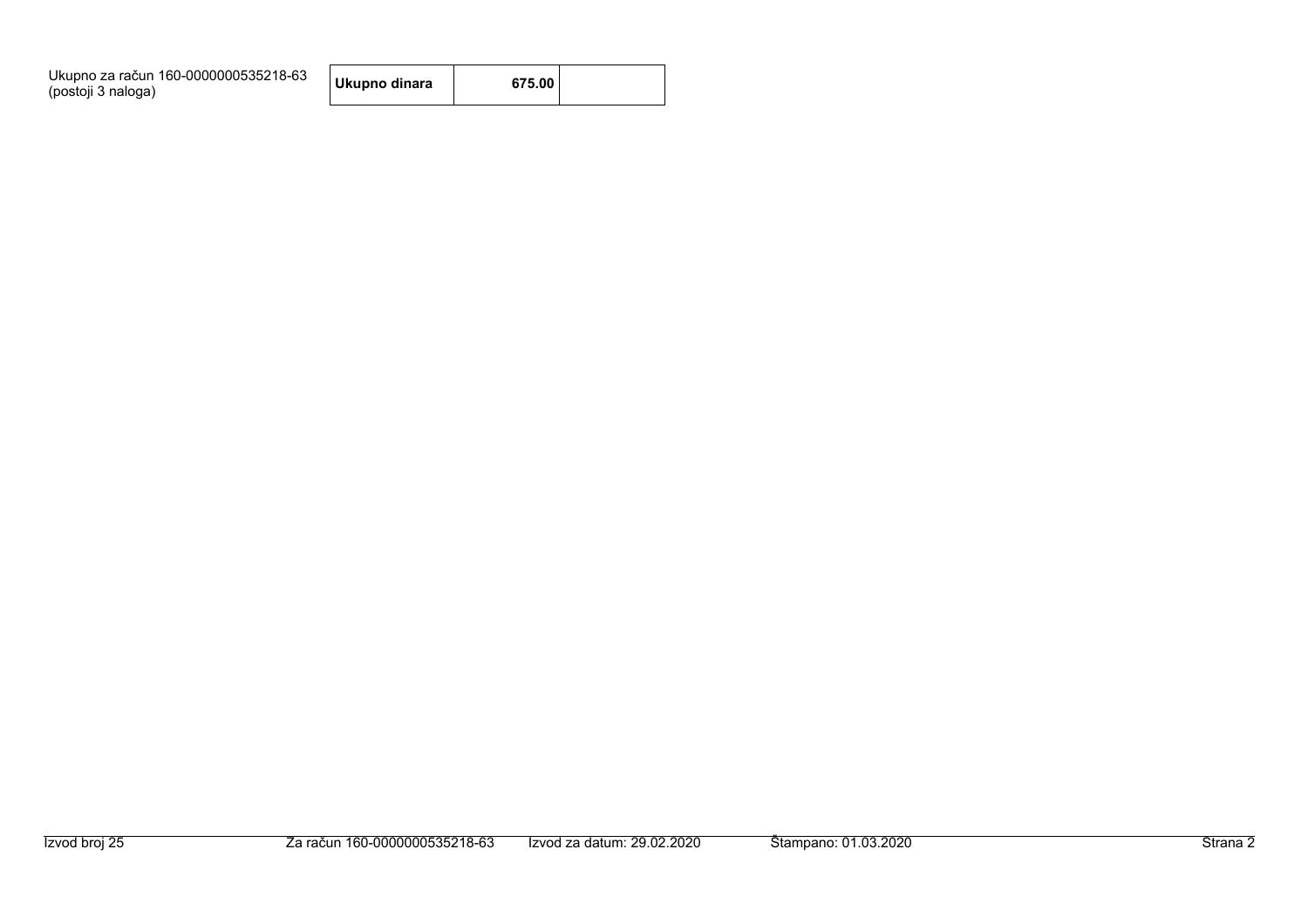Ukupno za račun 160-0000000535218-63
(postoji 3 naloga)

| | | |
|---|---|---|
| **Ukupno dinara** | **675.00** | |